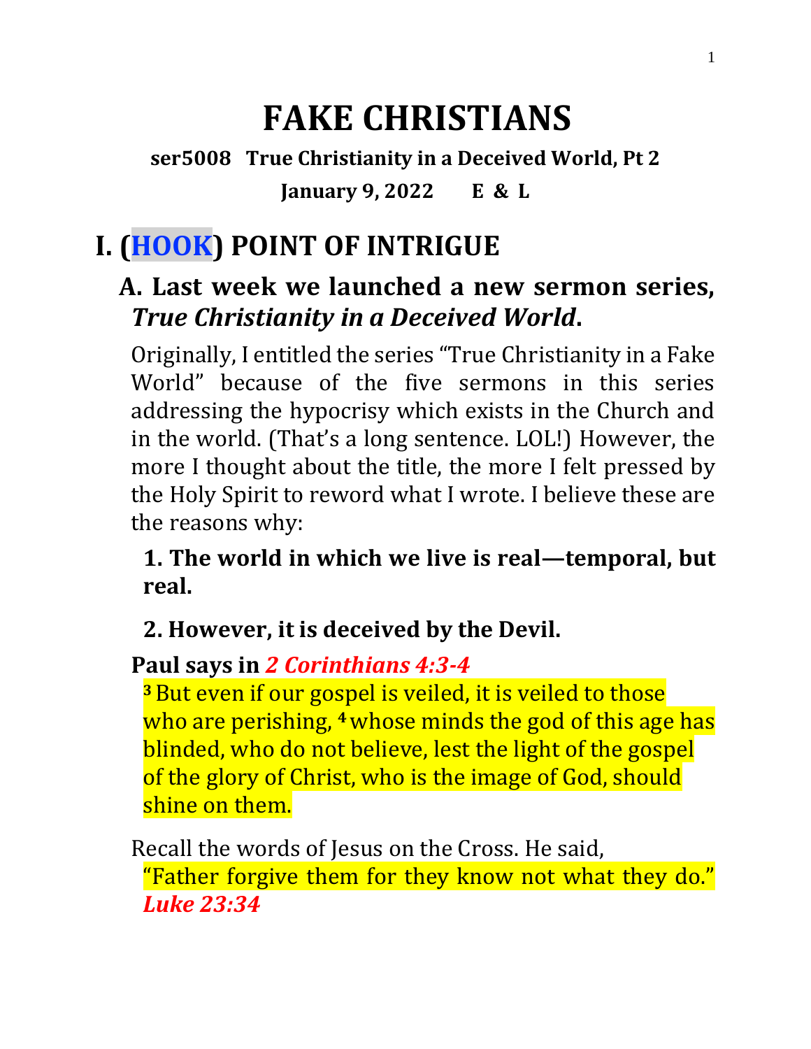# FAKE CHRISTIANS

**ser5008 True Christianity in a Deceived World, Pt 2**

**January 9, 2022 E & L**

## I. (HOOK) POINT OF INTRIGUE

### A. Last week we launched a new sermon series, *True Christianity in a Deceived World*.

Originally, I entitled the series "True Christianity in a Fake World" because of the five sermons in this series addressing the hypocrisy which exists in the Church and in the world. (That's a long sentence. LOL!) However, the more I thought about the title, the more I felt pressed by the Holy Spirit to reword what I wrote. I believe these are the reasons why:

**1. The world in which we live is real—temporal, but real.**

**2. However, it is deceived by the Devil.**

**Paul says in *2 Corinthians 4:3-4***

> [3] But even if our gospel is veiled, it is veiled to those who are perishing, [4] whose minds the god of this age has blinded, who do not believe, lest the light of the gospel of the glory of Christ, who is the image of God, should shine on them.

Recall the words of Jesus on the Cross. He said,

> "Father forgive them for they know not what they do." *Luke 23:34*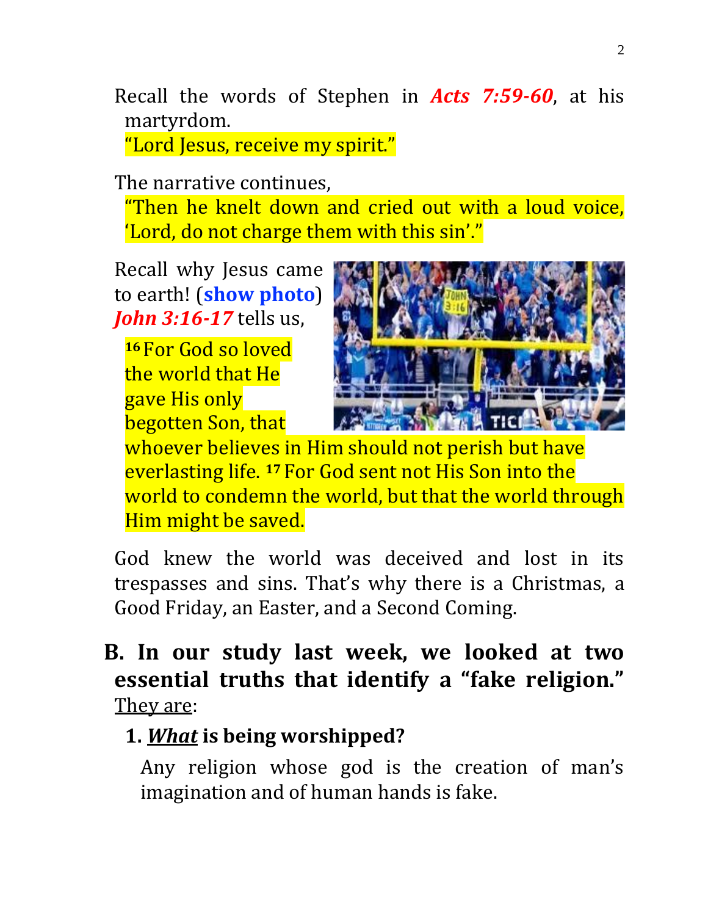Recall the words of Stephen in ***Acts 7:59-60***, at his martyrdom.

"Lord Jesus, receive my spirit."

The narrative continues,

"Then he knelt down and cried out with a loud voice, 'Lord, do not charge them with this sin'."

Recall why Jesus came to earth! (**show photo**) ***John 3:16-17*** tells us,

[16] For God so loved the world that He gave His only begotten Son, that whoever believes in Him should not perish but have everlasting life. [17] For God sent not His Son into the world to condemn the world, but that the world through Him might be saved.

God knew the world was deceived and lost in its trespasses and sins. That's why there is a Christmas, a Good Friday, an Easter, and a Second Coming.

## B. In our study last week, we looked at two essential truths that identify a "fake religion."

They are:

### 1. ***What*** is being worshipped?

Any religion whose god is the creation of man's imagination and of human hands is fake.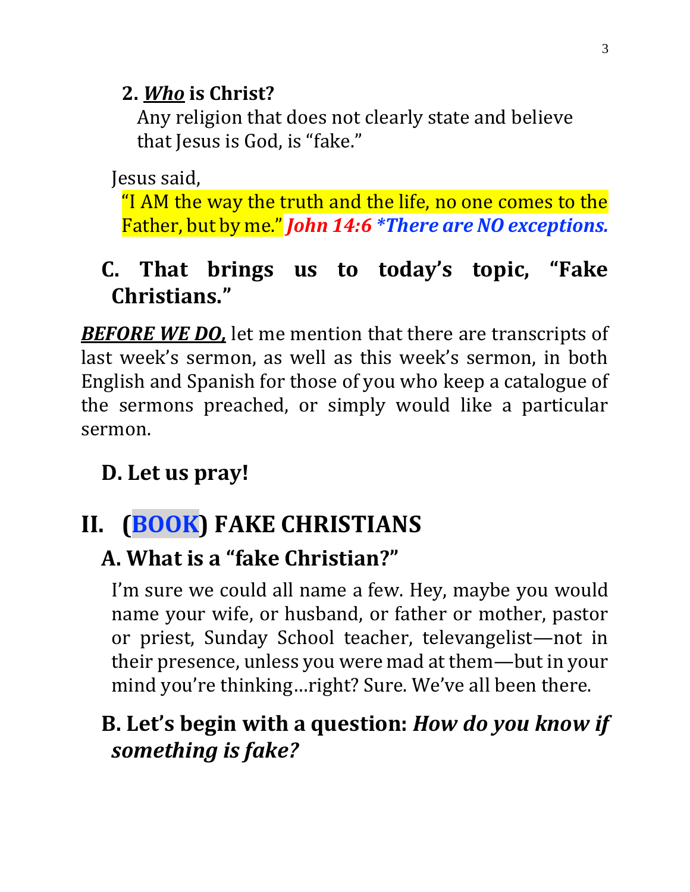**2. _*Who*_ is Christ?**

Any religion that does not clearly state and believe that Jesus is God, is “fake.”

Jesus said,

“I AM the way the truth and the life, no one comes to the Father, but by me.” ***John 14:6*** ***\*There are NO exceptions.***

## C. That brings us to today’s topic, “Fake Christians.”

***BEFORE WE DO,*** let me mention that there are transcripts of last week’s sermon, as well as this week’s sermon, in both English and Spanish for those of you who keep a catalogue of the sermons preached, or simply would like a particular sermon.

## D. Let us pray!

# II. (BOOK) FAKE CHRISTIANS

## A. What is a “fake Christian?”

I’m sure we could all name a few. Hey, maybe you would name your wife, or husband, or father or mother, pastor or priest, Sunday School teacher, televangelist—not in their presence, unless you were mad at them—but in your mind you’re thinking…right? Sure. We’ve all been there.

## B. Let’s begin with a question: *How do you know if something is fake?*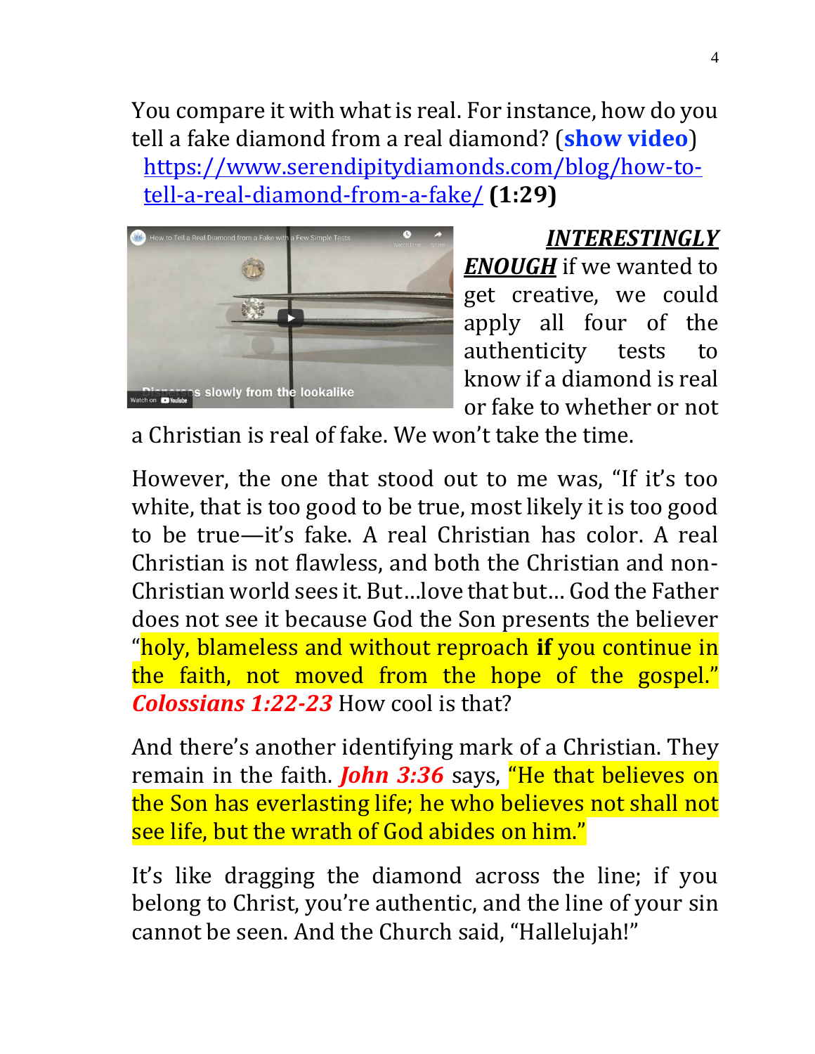You compare it with what is real. For instance, how do you tell a fake diamond from a real diamond? (**show video**) [https://www.serendipitydiamonds.com/blog/how-to-tell-a-real-diamond-from-a-fake/](https://www.serendipitydiamonds.com/blog/how-to-tell-a-real-diamond-from-a-fake/) **(1:29)**

***INTERESTINGLY ENOUGH*** if we wanted to get creative, we could apply all four of the authenticity tests to know if a diamond is real or fake to whether or not a Christian is real of fake. We won't take the time.

However, the one that stood out to me was, "If it's too white, that is too good to be true, most likely it is too good to be true—it's fake. A real Christian has color. A real Christian is not flawless, and both the Christian and non-Christian world sees it. But…love that but… God the Father does not see it because God the Son presents the believer "holy, blameless and without reproach **if** you continue in the faith, not moved from the hope of the gospel." ***Colossians 1:22-23*** How cool is that?

And there's another identifying mark of a Christian. They remain in the faith. ***John 3:36*** says, "He that believes on the Son has everlasting life; he who believes not shall not see life, but the wrath of God abides on him."

It's like dragging the diamond across the line; if you belong to Christ, you're authentic, and the line of your sin cannot be seen. And the Church said, "Hallelujah!"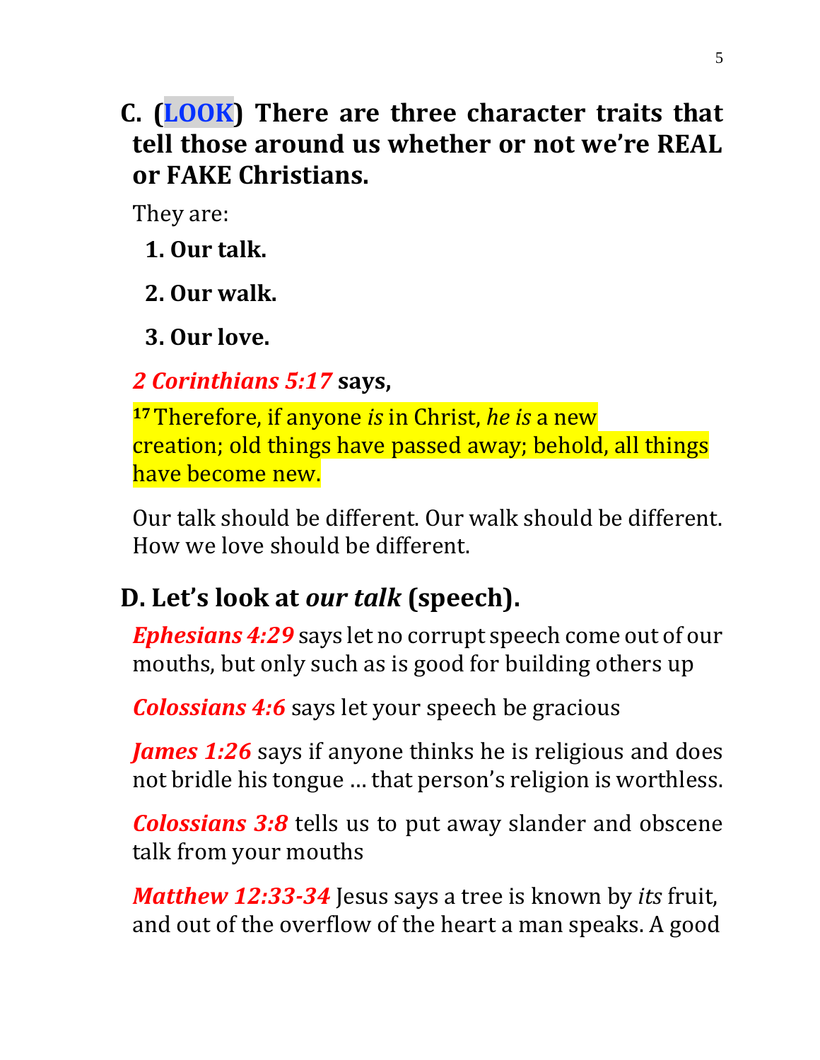## C. (LOOK) There are three character traits that tell those around us whether or not we're REAL or FAKE Christians.

They are:

1. **Our talk.**
2. **Our walk.**
3. **Our love.**

***2 Corinthians 5:17*** **says,**

[17] Therefore, if anyone *is* in Christ, *he is* a new creation; old things have passed away; behold, all things have become new.

Our talk should be different. Our walk should be different. How we love should be different.

## D. Let's look at *our talk* (speech).

***Ephesians 4:29*** says let no corrupt speech come out of our mouths, but only such as is good for building others up

***Colossians 4:6*** says let your speech be gracious

***James 1:26*** says if anyone thinks he is religious and does not bridle his tongue … that person's religion is worthless.

***Colossians 3:8*** tells us to put away slander and obscene talk from your mouths

***Matthew 12:33-34*** Jesus says a tree is known by *its* fruit, and out of the overflow of the heart a man speaks. A good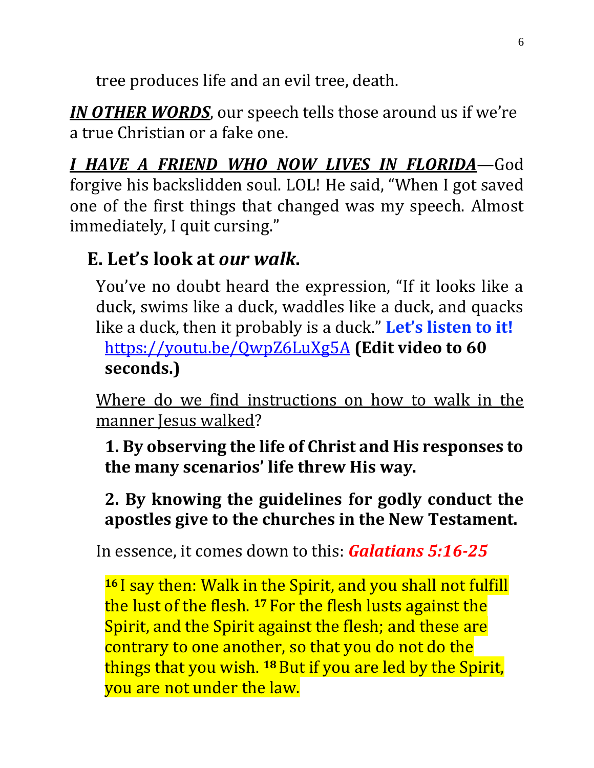tree produces life and an evil tree, death.

***IN OTHER WORDS***, our speech tells those around us if we're a true Christian or a fake one.

***I HAVE A FRIEND WHO NOW LIVES IN FLORIDA***—God forgive his backslidden soul. LOL! He said, "When I got saved one of the first things that changed was my speech. Almost immediately, I quit cursing."

## E. Let's look at *our walk*.

You've no doubt heard the expression, "If it looks like a duck, swims like a duck, waddles like a duck, and quacks like a duck, then it probably is a duck." **Let's listen to it!**
https://youtu.be/QwpZ6LuXg5A **(Edit video to 60 seconds.)**

Where do we find instructions on how to walk in the manner Jesus walked?

**1. By observing the life of Christ and His responses to the many scenarios' life threw His way.**

**2. By knowing the guidelines for godly conduct the apostles give to the churches in the New Testament.**

In essence, it comes down to this: ***Galatians 5:16-25***

**16** I say then: Walk in the Spirit, and you shall not fulfill the lust of the flesh. **17** For the flesh lusts against the Spirit, and the Spirit against the flesh; and these are contrary to one another, so that you do not do the things that you wish. **18** But if you are led by the Spirit, you are not under the law.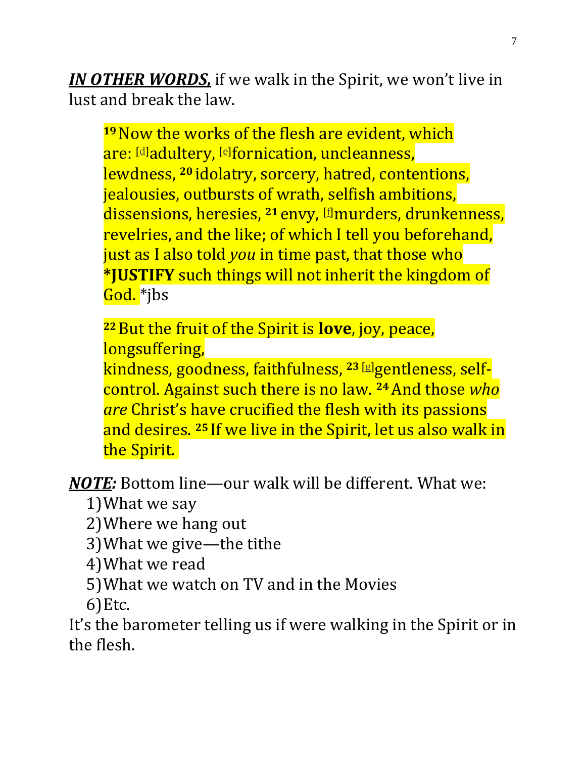***IN OTHER WORDS,*** if we walk in the Spirit, we won't live in lust and break the law.

> **19** Now the works of the flesh are evident, which are: [d]adultery, [e]fornication, uncleanness, lewdness, **20** idolatry, sorcery, hatred, contentions, jealousies, outbursts of wrath, selfish ambitions, dissensions, heresies, **21** envy, [f]murders, drunkenness, revelries, and the like; of which I tell you beforehand, just as I also told *you* in time past, that those who ***JUSTIFY** such things will not inherit the kingdom of God. *jbs
>
> **22** But the fruit of the Spirit is **love**, joy, peace, longsuffering,
> kindness, goodness, faithfulness, **23** [g]gentleness, self-control. Against such there is no law. **24** And those *who are* Christ's have crucified the flesh with its passions and desires. **25** If we live in the Spirit, let us also walk in the Spirit.

***NOTE:*** Bottom line—our walk will be different. What we:

1) What we say
2) Where we hang out
3) What we give—the tithe
4) What we read
5) What we watch on TV and in the Movies
6) Etc.

It's the barometer telling us if were walking in the Spirit or in the flesh.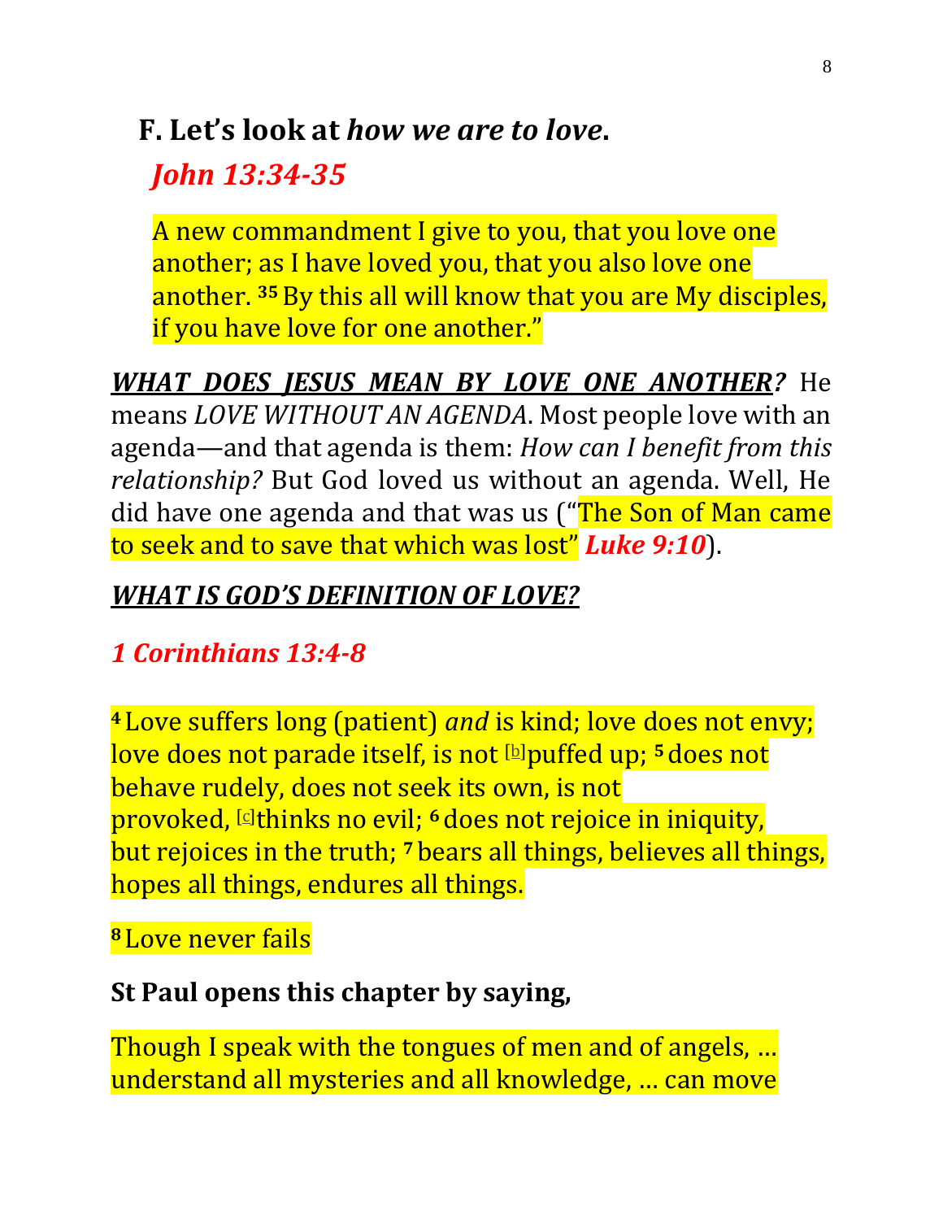## F. Let's look at *how we are to love*.

***John 13:34-35***

A new commandment I give to you, that you love one another; as I have loved you, that you also love one another. **35** By this all will know that you are My disciples, if you have love for one another."

***WHAT DOES JESUS MEAN BY LOVE ONE ANOTHER?*** He means *LOVE WITHOUT AN AGENDA*. Most people love with an agenda—and that agenda is them: *How can I benefit from this relationship?* But God loved us without an agenda. Well, He did have one agenda and that was us ("The Son of Man came to seek and to save that which was lost" ***Luke 9:10***).

***WHAT IS GOD'S DEFINITION OF LOVE?***

***1 Corinthians 13:4-8***

**4** Love suffers long (patient) *and* is kind; love does not envy; love does not parade itself, is not [b]puffed up; **5** does not behave rudely, does not seek its own, is not provoked, [c]thinks no evil; **6** does not rejoice in iniquity, but rejoices in the truth; **7** bears all things, believes all things, hopes all things, endures all things.

**8** Love never fails

**St Paul opens this chapter by saying,**

Though I speak with the tongues of men and of angels, … understand all mysteries and all knowledge, … can move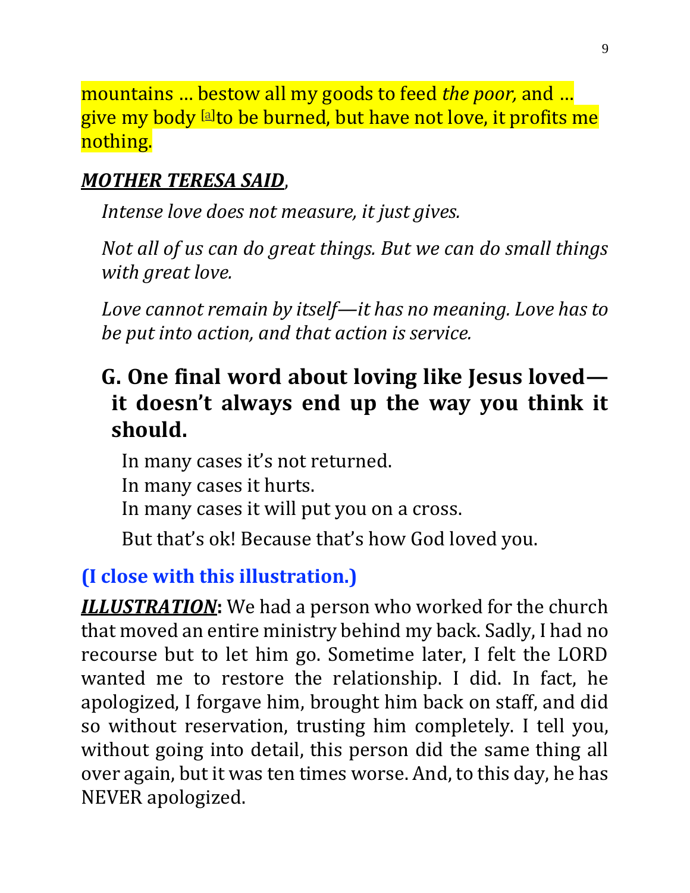mountains … bestow all my goods to feed *the poor,* and … give my body [a]to be burned, but have not love, it profits me nothing.

***MOTHER TERESA SAID***,

*Intense love does not measure, it just gives.*

*Not all of us can do great things. But we can do small things with great love.*

*Love cannot remain by itself—it has no meaning. Love has to be put into action, and that action is service.*

### G. One final word about loving like Jesus loved—it doesn't always end up the way you think it should.

In many cases it's not returned.
In many cases it hurts.
In many cases it will put you on a cross.

But that's ok! Because that's how God loved you.

**(I close with this illustration.)**

***ILLUSTRATION*:** We had a person who worked for the church that moved an entire ministry behind my back. Sadly, I had no recourse but to let him go. Sometime later, I felt the LORD wanted me to restore the relationship. I did. In fact, he apologized, I forgave him, brought him back on staff, and did so without reservation, trusting him completely. I tell you, without going into detail, this person did the same thing all over again, but it was ten times worse. And, to this day, he has NEVER apologized.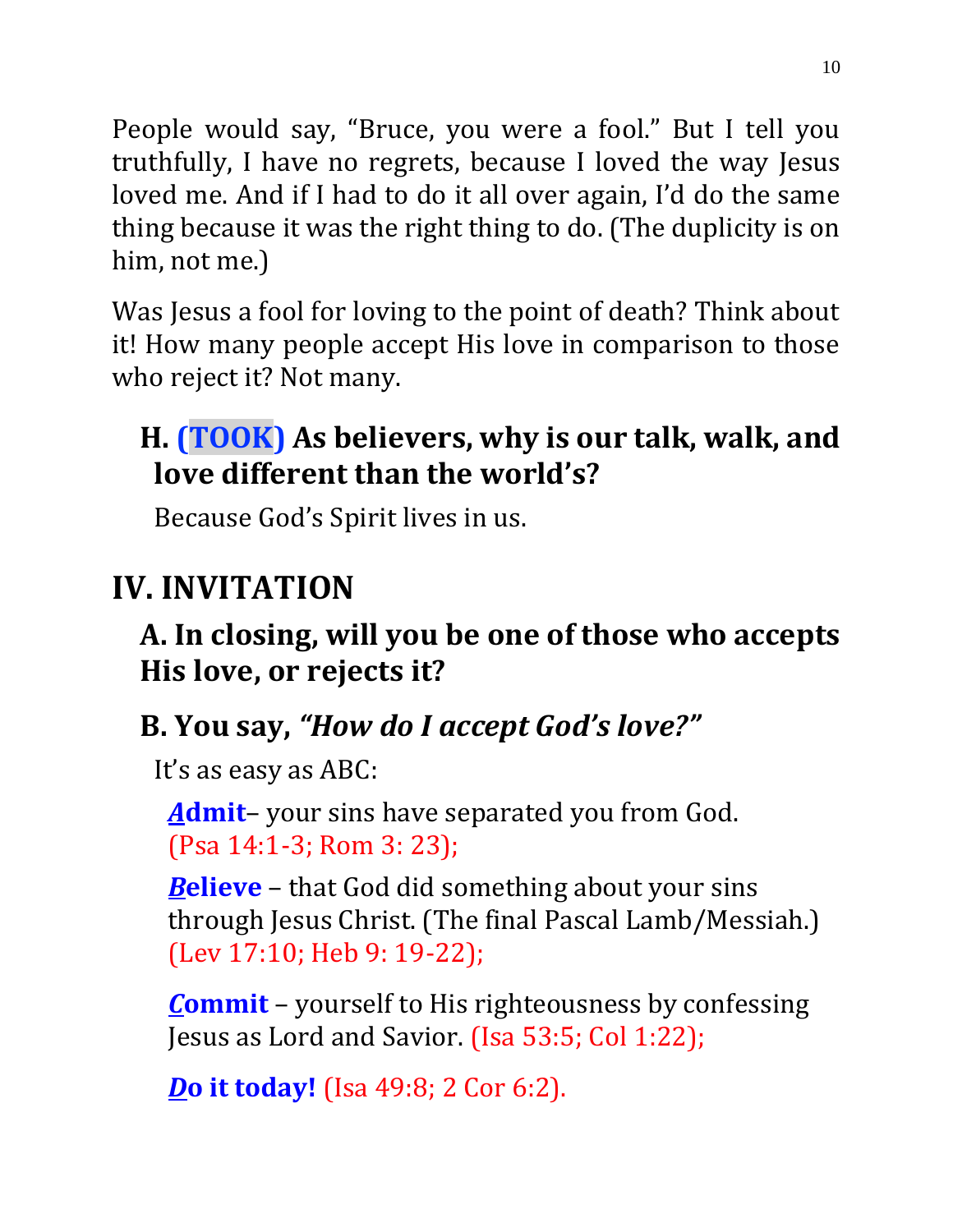People would say, “Bruce, you were a fool.” But I tell you truthfully, I have no regrets, because I loved the way Jesus loved me. And if I had to do it all over again, I’d do the same thing because it was the right thing to do. (The duplicity is on him, not me.)

Was Jesus a fool for loving to the point of death? Think about it! How many people accept His love in comparison to those who reject it? Not many.

### H. (TOOK) As believers, why is our talk, walk, and love different than the world’s?

Because God’s Spirit lives in us.

## IV. INVITATION

### A. In closing, will you be one of those who accepts His love, or rejects it?

### B. You say, *“How do I accept God’s love?”*

It’s as easy as ABC:

***A*****dmit**– your sins have separated you from God. (Psa 14:1-3; Rom 3: 23);

***B*****elieve** – that God did something about your sins through Jesus Christ. (The final Pascal Lamb/Messiah.) (Lev 17:10; Heb 9: 19-22);

***C*****ommit** – yourself to His righteousness by confessing Jesus as Lord and Savior. (Isa 53:5; Col 1:22);

***D*****o it today!** (Isa 49:8; 2 Cor 6:2).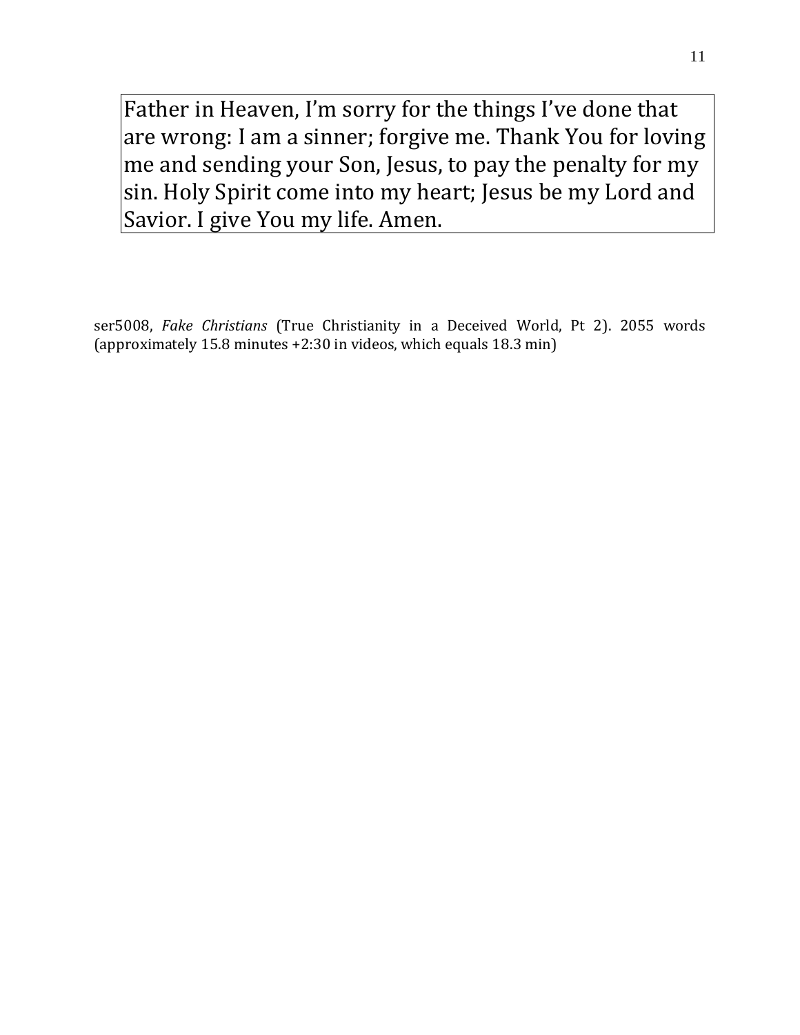> Father in Heaven, I'm sorry for the things I've done that are wrong: I am a sinner; forgive me. Thank You for loving me and sending your Son, Jesus, to pay the penalty for my sin. Holy Spirit come into my heart; Jesus be my Lord and Savior. I give You my life. Amen.

ser5008, *Fake Christians* (True Christianity in a Deceived World, Pt 2). 2055 words (approximately 15.8 minutes +2:30 in videos, which equals 18.3 min)